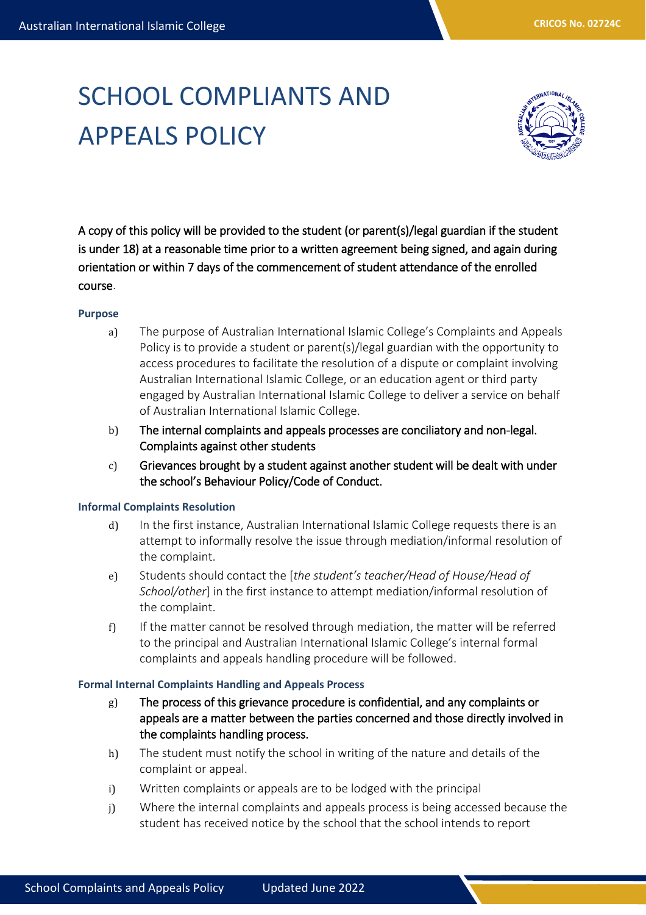# SCHOOL COMPLIANTS AND APPEALS POLICY

A copy of this policy will be provided to the student (or parent(s)/legal guardian if the student is under 18) at a reasonable time prior to a written agreement being signed, and again during orientation or within 7 days of the commencement of student attendance of the enrolled course.

### Purpose

a) The purpose of Australian International Islamic College's Complaints and Appeals Policy is to provide a student or parent(s)/legal guardian with the opportunity to access procedures to facilitate the resolution of a dispute or complaint involving Australian International Islamic College, or an education agent or third party engaged by Australian International Islamic College to deliver a service on behalf of Australian International Islamic College.

b) The internal complaints and appeals processes are conciliatory and non-legal. Complaints against other students

c) Grievances brought by a student against another student will be dealt with under the school's Behaviour Policy/Code of Conduct.

### Informal Complaints Resolution

d) In the first instance, Australian International Islamic College requests there is an attempt to informally resolve the issue through mediation/informal resolution of the complaint.

e) Students should contact the [*the student's teacher/Head of House/Head of School/other*] in the first instance to attempt mediation/informal resolution of the complaint.

f) If the matter cannot be resolved through mediation, the matter will be referred to the principal and Australian International Islamic College's internal formal complaints and appeals handling procedure will be followed.

### Formal Internal Complaints Handling and Appeals Process

g) The process of this grievance procedure is confidential, and any complaints or appeals are a matter between the parties concerned and those directly involved in the complaints handling process.

h) The student must notify the school in writing of the nature and details of the complaint or appeal.

i) Written complaints or appeals are to be lodged with the principal

j) Where the internal complaints and appeals process is being accessed because the student has received notice by the school that the school intends to report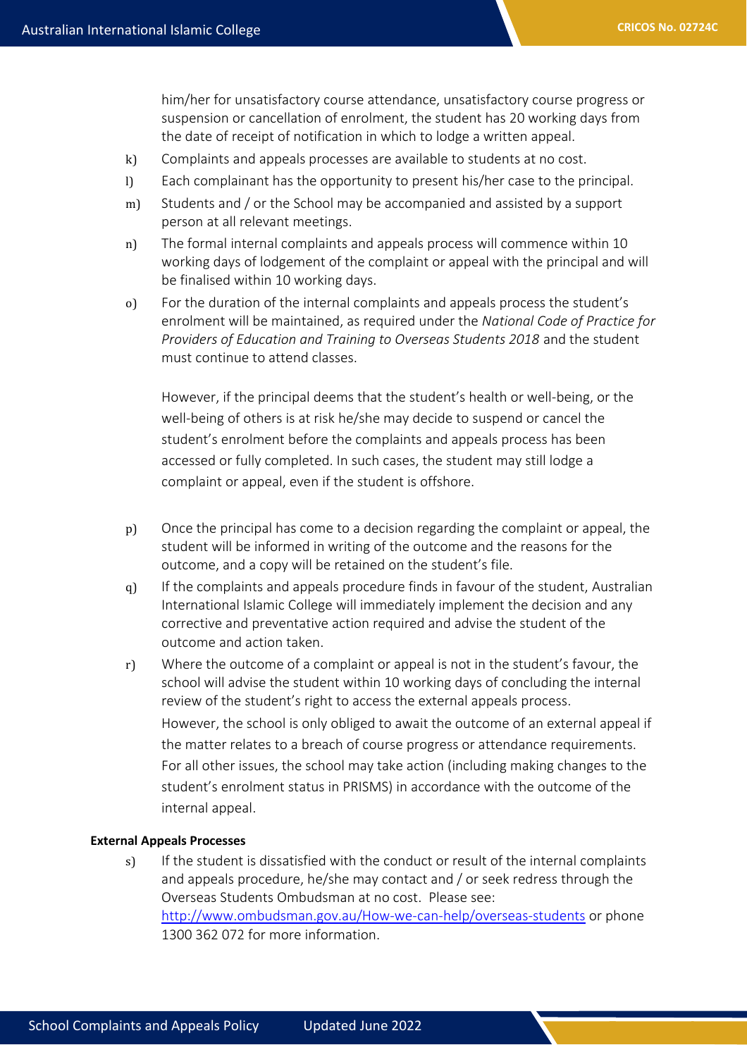him/her for unsatisfactory course attendance, unsatisfactory course progress or suspension or cancellation of enrolment, the student has 20 working days from the date of receipt of notification in which to lodge a written appeal.

k) Complaints and appeals processes are available to students at no cost.

l) Each complainant has the opportunity to present his/her case to the principal.

m) Students and / or the School may be accompanied and assisted by a support person at all relevant meetings.

n) The formal internal complaints and appeals process will commence within 10 working days of lodgement of the complaint or appeal with the principal and will be finalised within 10 working days.

o) For the duration of the internal complaints and appeals process the student's enrolment will be maintained, as required under the *National Code of Practice for Providers of Education and Training to Overseas Students 2018* and the student must continue to attend classes.

   However, if the principal deems that the student's health or well-being, or the well-being of others is at risk he/she may decide to suspend or cancel the student's enrolment before the complaints and appeals process has been accessed or fully completed. In such cases, the student may still lodge a complaint or appeal, even if the student is offshore.

p) Once the principal has come to a decision regarding the complaint or appeal, the student will be informed in writing of the outcome and the reasons for the outcome, and a copy will be retained on the student's file.

q) If the complaints and appeals procedure finds in favour of the student, Australian International Islamic College will immediately implement the decision and any corrective and preventative action required and advise the student of the outcome and action taken.

r) Where the outcome of a complaint or appeal is not in the student's favour, the school will advise the student within 10 working days of concluding the internal review of the student's right to access the external appeals process.

   However, the school is only obliged to await the outcome of an external appeal if the matter relates to a breach of course progress or attendance requirements. For all other issues, the school may take action (including making changes to the student's enrolment status in PRISMS) in accordance with the outcome of the internal appeal.

**External Appeals Processes**

s) If the student is dissatisfied with the conduct or result of the internal complaints and appeals procedure, he/she may contact and / or seek redress through the Overseas Students Ombudsman at no cost. Please see: [http://www.ombudsman.gov.au/How-we-can-help/overseas-students](http://www.ombudsman.gov.au/How-we-can-help/overseas-students) or phone 1300 362 072 for more information.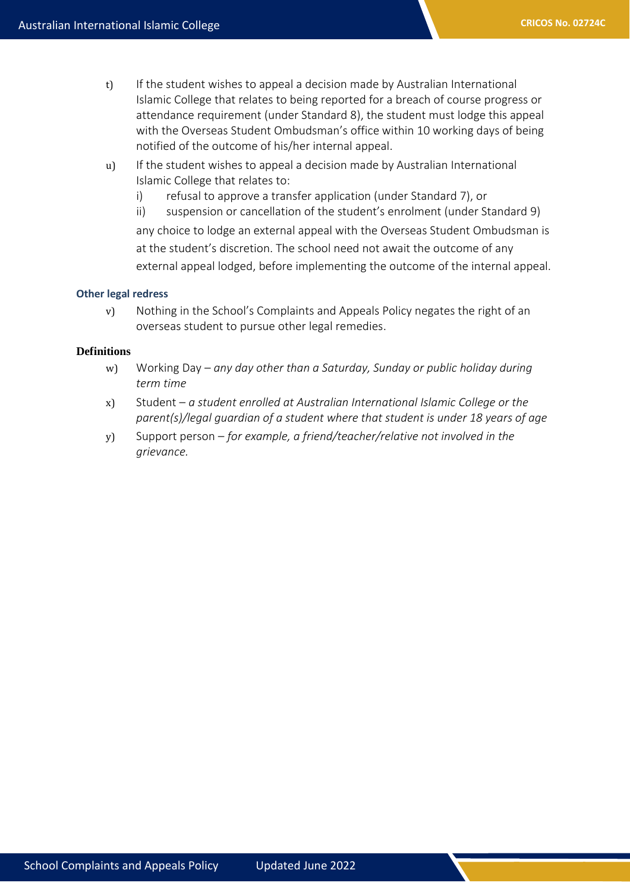t) If the student wishes to appeal a decision made by Australian International Islamic College that relates to being reported for a breach of course progress or attendance requirement (under Standard 8), the student must lodge this appeal with the Overseas Student Ombudsman's office within 10 working days of being notified of the outcome of his/her internal appeal.

u) If the student wishes to appeal a decision made by Australian International Islamic College that relates to:

   i) refusal to approve a transfer application (under Standard 7), or

   ii) suspension or cancellation of the student's enrolment (under Standard 9)

   any choice to lodge an external appeal with the Overseas Student Ombudsman is at the student's discretion. The school need not await the outcome of any external appeal lodged, before implementing the outcome of the internal appeal.

#### Other legal redress

v) Nothing in the School's Complaints and Appeals Policy negates the right of an overseas student to pursue other legal remedies.

#### Definitions

w) Working Day – *any day other than a Saturday, Sunday or public holiday during term time*

x) Student – *a student enrolled at Australian International Islamic College or the parent(s)/legal guardian of a student where that student is under 18 years of age*

y) Support person – *for example, a friend/teacher/relative not involved in the grievance.*